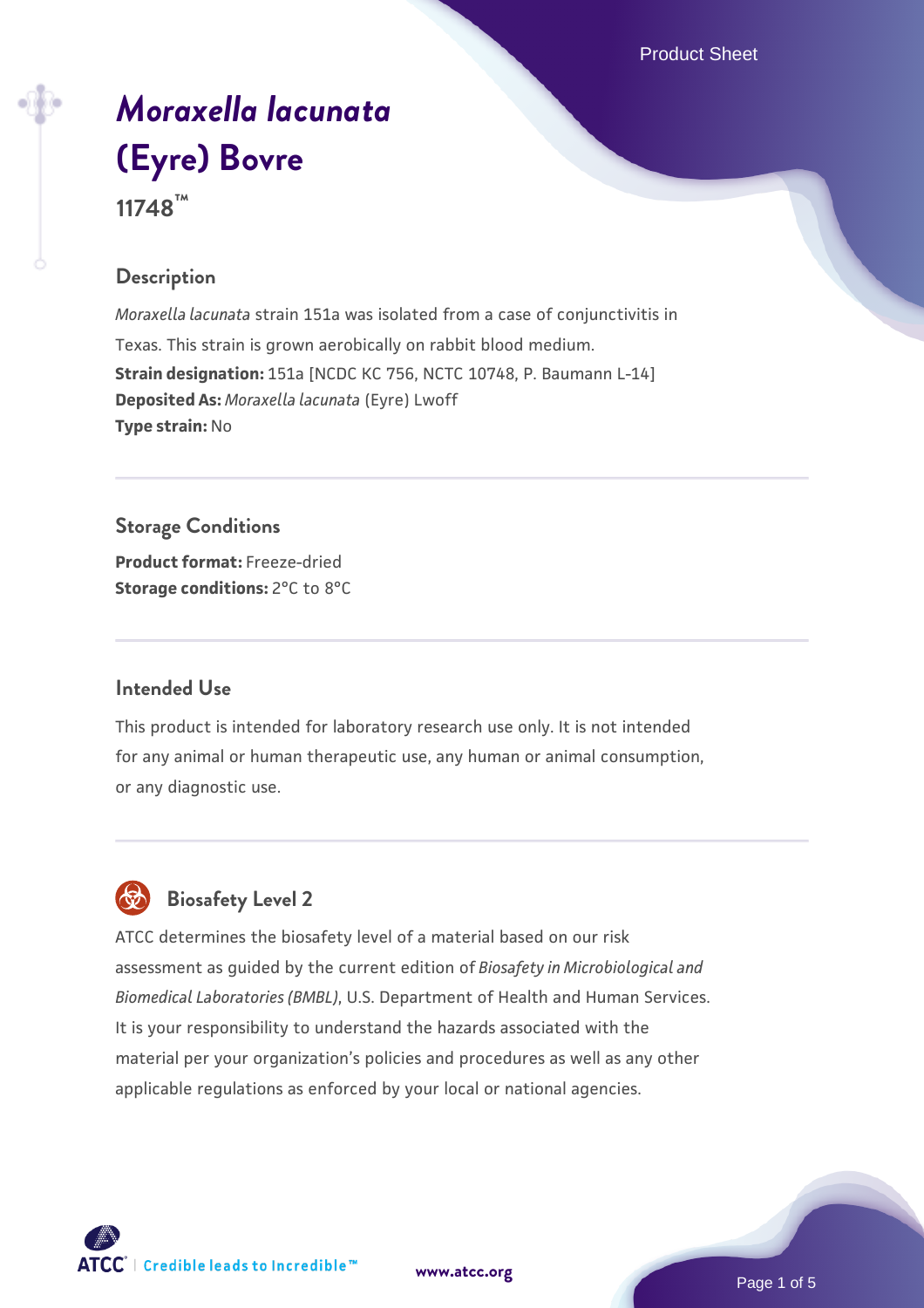# *Moraxella lacunata* (Eyre) Bovre

**11748™**

## Description

*Moraxella lacunata* strain 151a was isolated from a case of conjunctivitis in Texas. This strain is grown aerobically on rabbit blood medium.

**Strain designation:** 151a [NCDC KC 756, NCTC 10748, P. Baumann L-14]

**Deposited As:** *Moraxella lacunata* (Eyre) Lwoff

**Type strain:** No

## Storage Conditions

**Product format:** Freeze-dried

**Storage conditions:** 2°C to 8°C

## Intended Use

This product is intended for laboratory research use only. It is not intended for any animal or human therapeutic use, any human or animal consumption, or any diagnostic use.

## Biosafety Level 2

ATCC determines the biosafety level of a material based on our risk assessment as guided by the current edition of *Biosafety in Microbiological and Biomedical Laboratories (BMBL)*, U.S. Department of Health and Human Services. It is your responsibility to understand the hazards associated with the material per your organization's policies and procedures as well as any other applicable regulations as enforced by your local or national agencies.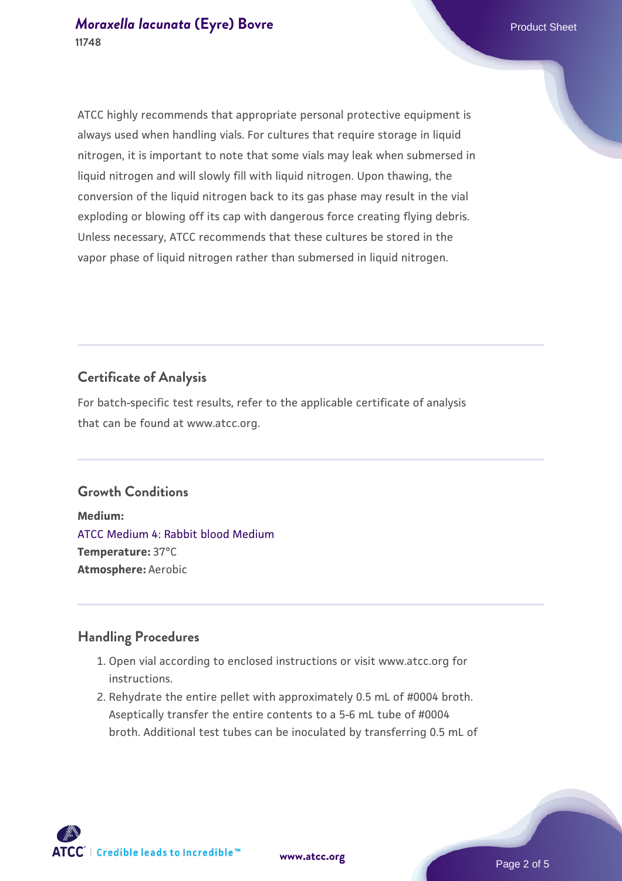ATCC highly recommends that appropriate personal protective equipment is always used when handling vials. For cultures that require storage in liquid nitrogen, it is important to note that some vials may leak when submersed in liquid nitrogen and will slowly fill with liquid nitrogen. Upon thawing, the conversion of the liquid nitrogen back to its gas phase may result in the vial exploding or blowing off its cap with dangerous force creating flying debris. Unless necessary, ATCC recommends that these cultures be stored in the vapor phase of liquid nitrogen rather than submersed in liquid nitrogen.

## Certificate of Analysis

For batch-specific test results, refer to the applicable certificate of analysis that can be found at www.atcc.org.

## Growth Conditions

**Medium:**
ATCC Medium 4: Rabbit blood Medium
**Temperature:** 37°C
**Atmosphere:** Aerobic

## Handling Procedures

1. Open vial according to enclosed instructions or visit www.atcc.org for instructions.
2. Rehydrate the entire pellet with approximately 0.5 mL of #0004 broth. Aseptically transfer the entire contents to a 5-6 mL tube of #0004 broth. Additional test tubes can be inoculated by transferring 0.5 mL of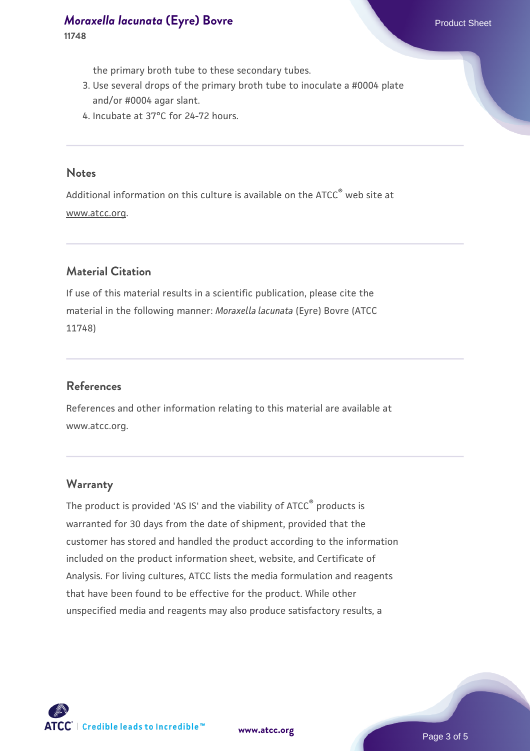the primary broth tube to these secondary tubes.

3. Use several drops of the primary broth tube to inoculate a #0004 plate and/or #0004 agar slant.
4. Incubate at 37°C for 24-72 hours.

## Notes

Additional information on this culture is available on the ATCC® web site at www.atcc.org.

## Material Citation

If use of this material results in a scientific publication, please cite the material in the following manner: *Moraxella lacunata* (Eyre) Bovre (ATCC 11748)

## References

References and other information relating to this material are available at www.atcc.org.

## Warranty

The product is provided 'AS IS' and the viability of ATCC® products is warranted for 30 days from the date of shipment, provided that the customer has stored and handled the product according to the information included on the product information sheet, website, and Certificate of Analysis. For living cultures, ATCC lists the media formulation and reagents that have been found to be effective for the product. While other unspecified media and reagents may also produce satisfactory results, a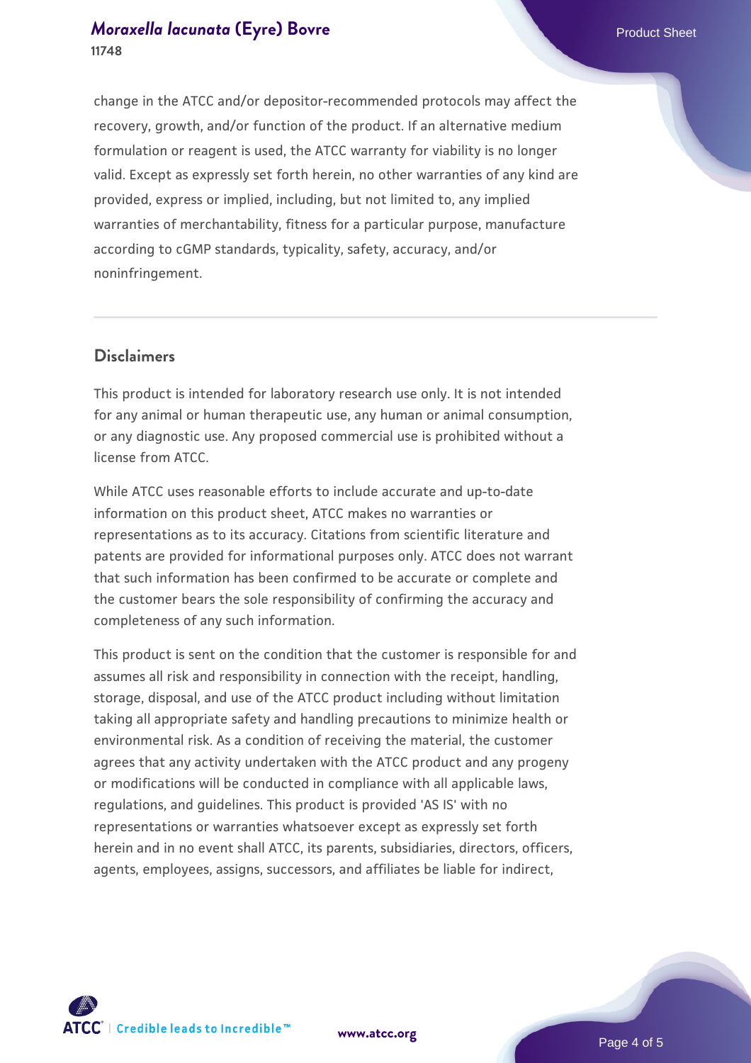change in the ATCC and/or depositor-recommended protocols may affect the recovery, growth, and/or function of the product. If an alternative medium formulation or reagent is used, the ATCC warranty for viability is no longer valid. Except as expressly set forth herein, no other warranties of any kind are provided, express or implied, including, but not limited to, any implied warranties of merchantability, fitness for a particular purpose, manufacture according to cGMP standards, typicality, safety, accuracy, and/or noninfringement.

## Disclaimers

This product is intended for laboratory research use only. It is not intended for any animal or human therapeutic use, any human or animal consumption, or any diagnostic use. Any proposed commercial use is prohibited without a license from ATCC.

While ATCC uses reasonable efforts to include accurate and up-to-date information on this product sheet, ATCC makes no warranties or representations as to its accuracy. Citations from scientific literature and patents are provided for informational purposes only. ATCC does not warrant that such information has been confirmed to be accurate or complete and the customer bears the sole responsibility of confirming the accuracy and completeness of any such information.

This product is sent on the condition that the customer is responsible for and assumes all risk and responsibility in connection with the receipt, handling, storage, disposal, and use of the ATCC product including without limitation taking all appropriate safety and handling precautions to minimize health or environmental risk. As a condition of receiving the material, the customer agrees that any activity undertaken with the ATCC product and any progeny or modifications will be conducted in compliance with all applicable laws, regulations, and guidelines. This product is provided 'AS IS' with no representations or warranties whatsoever except as expressly set forth herein and in no event shall ATCC, its parents, subsidiaries, directors, officers, agents, employees, assigns, successors, and affiliates be liable for indirect,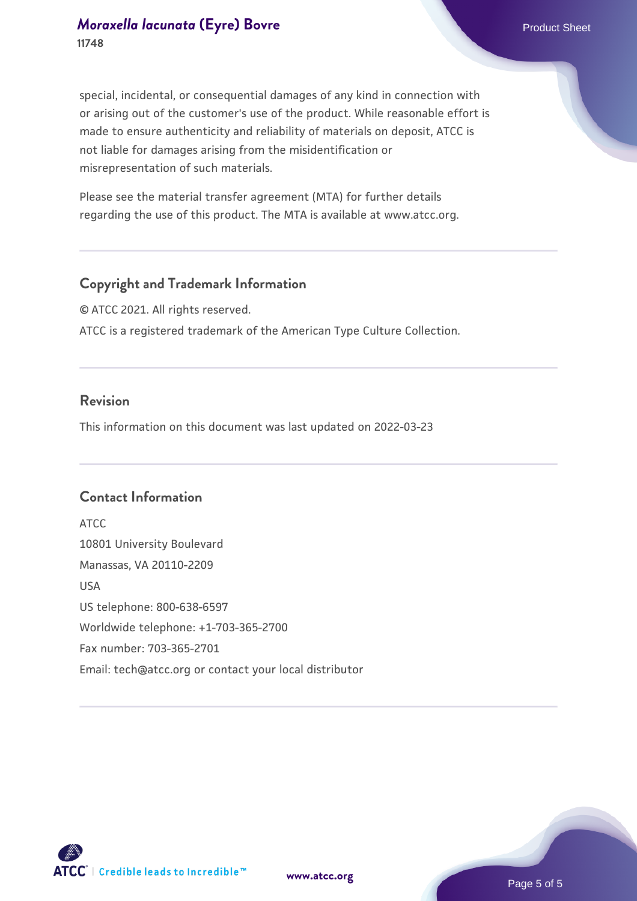special, incidental, or consequential damages of any kind in connection with or arising out of the customer's use of the product. While reasonable effort is made to ensure authenticity and reliability of materials on deposit, ATCC is not liable for damages arising from the misidentification or misrepresentation of such materials.

Please see the material transfer agreement (MTA) for further details regarding the use of this product. The MTA is available at www.atcc.org.

## Copyright and Trademark Information

© ATCC 2021. All rights reserved.

ATCC is a registered trademark of the American Type Culture Collection.

## Revision

This information on this document was last updated on 2022-03-23

## Contact Information

ATCC
10801 University Boulevard
Manassas, VA 20110-2209
USA
US telephone: 800-638-6597
Worldwide telephone: +1-703-365-2700
Fax number: 703-365-2701
Email: tech@atcc.org or contact your local distributor